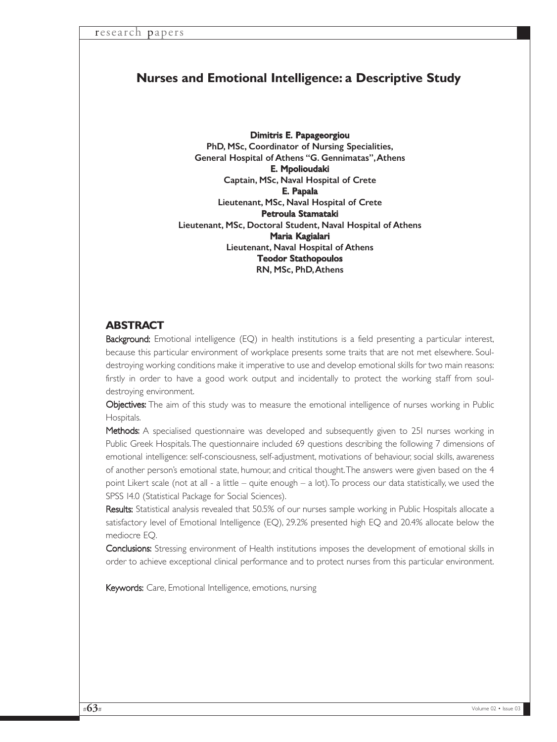# Nurses and Emotional Intelligence: a Descriptive Study

**Dimitris E. Papageorgiou**
**PhD, MSc, Coordinator of Nursing Specialities, General Hospital of Athens "G. Gennimatas", Athens**

**E. Mpolioudaki**
**Captain, MSc, Naval Hospital of Crete**

**E. Papala**
**Lieutenant, MSc, Naval Hospital of Crete**

**Petroula Stamataki**
**Lieutenant, MSc, Doctoral Student, Naval Hospital of Athens**

**Maria Kagialari**
**Lieutenant, Naval Hospital of Athens**

**Teodor Stathopoulos**
**RN, MSc, PhD, Athens**

## ABSTRACT

**Background:** Emotional intelligence (EQ) in health institutions is a field presenting a particular interest, because this particular environment of workplace presents some traits that are not met elsewhere. Soul-destroying working conditions make it imperative to use and develop emotional skills for two main reasons: firstly in order to have a good work output and incidentally to protect the working staff from soul-destroying environment.

**Objectives:** The aim of this study was to measure the emotional intelligence of nurses working in Public Hospitals.

**Methods:** A specialised questionnaire was developed and subsequently given to 251 nurses working in Public Greek Hospitals. The questionnaire included 69 questions describing the following 7 dimensions of emotional intelligence: self-consciousness, self-adjustment, motivations of behaviour, social skills, awareness of another person's emotional state, humour, and critical thought. The answers were given based on the 4 point Likert scale (not at all - a little – quite enough – a lot). To process our data statistically, we used the SPSS 14.0 (Statistical Package for Social Sciences).

**Results:** Statistical analysis revealed that 50.5% of our nurses sample working in Public Hospitals allocate a satisfactory level of Emotional Intelligence (EQ), 29.2% presented high EQ and 20.4% allocate below the mediocre EQ.

**Conclusions:** Stressing environment of Health institutions imposes the development of emotional skills in order to achieve exceptional clinical performance and to protect nurses from this particular environment.

**Keywords:** Care, Emotional Intelligence, emotions, nursing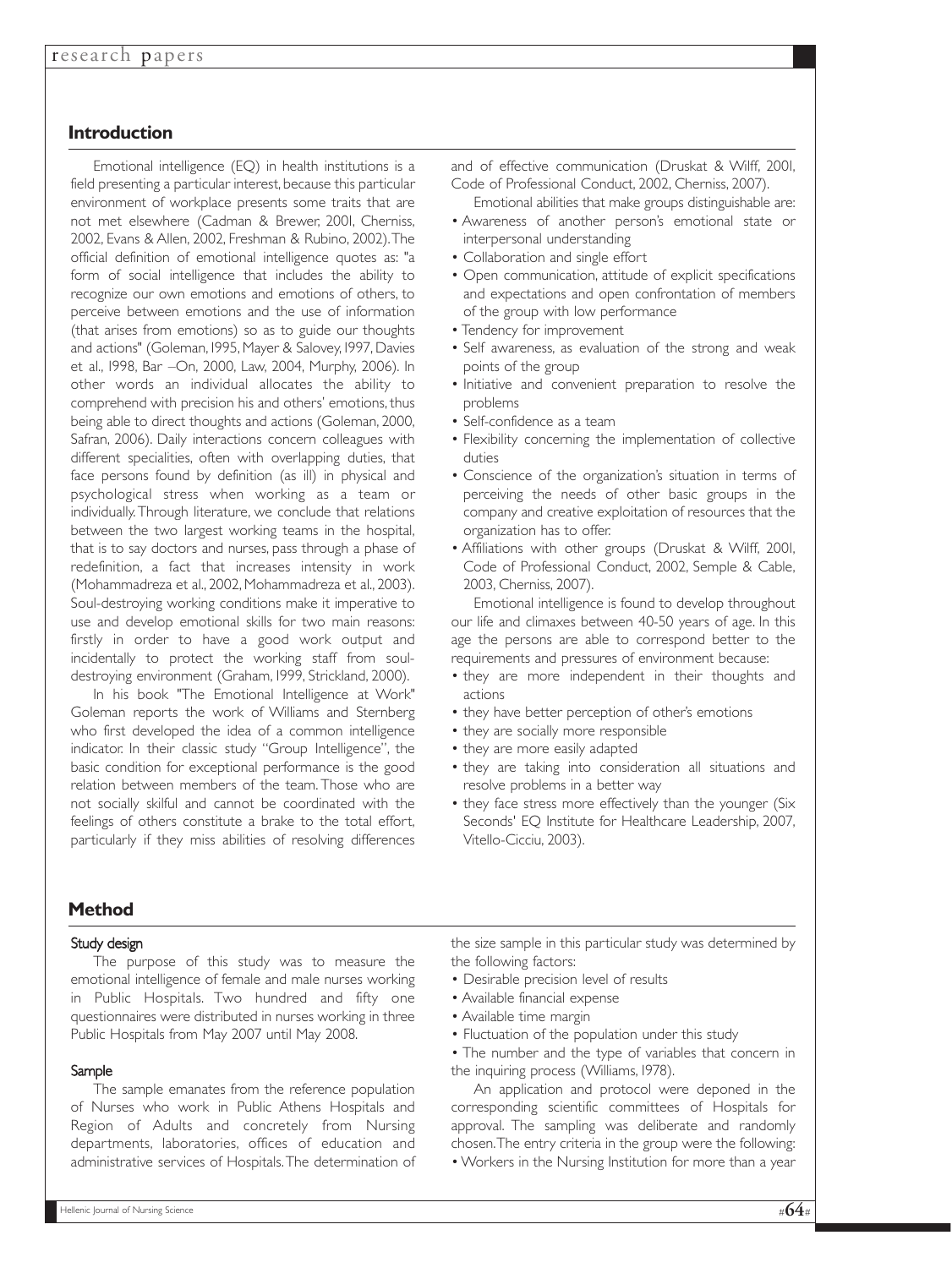## Introduction

Emotional intelligence (EQ) in health institutions is a field presenting a particular interest, because this particular environment of workplace presents some traits that are not met elsewhere (Cadman & Brewer, 2001, Cherniss, 2002, Evans & Allen, 2002, Freshman & Rubino, 2002). The official definition of emotional intelligence quotes as: "a form of social intelligence that includes the ability to recognize our own emotions and emotions of others, to perceive between emotions and the use of information (that arises from emotions) so as to guide our thoughts and actions" (Goleman, 1995, Mayer & Salovey, 1997, Davies et al., 1998, Bar –On, 2000, Law, 2004, Murphy, 2006). In other words an individual allocates the ability to comprehend with precision his and others' emotions, thus being able to direct thoughts and actions (Goleman, 2000, Safran, 2006). Daily interactions concern colleagues with different specialities, often with overlapping duties, that face persons found by definition (as ill) in physical and psychological stress when working as a team or individually. Through literature, we conclude that relations between the two largest working teams in the hospital, that is to say doctors and nurses, pass through a phase of redefinition, a fact that increases intensity in work (Mohammadreza et al., 2002, Mohammadreza et al., 2003). Soul-destroying working conditions make it imperative to use and develop emotional skills for two main reasons: firstly in order to have a good work output and incidentally to protect the working staff from soul-destroying environment (Graham, 1999, Strickland, 2000).

In his book "The Emotional Intelligence at Work" Goleman reports the work of Williams and Sternberg who first developed the idea of a common intelligence indicator. In their classic study "Group Intelligence", the basic condition for exceptional performance is the good relation between members of the team. Those who are not socially skilful and cannot be coordinated with the feelings of others constitute a brake to the total effort, particularly if they miss abilities of resolving differences and of effective communication (Druskat & Wilff, 2001, Code of Professional Conduct, 2002, Cherniss, 2007).

Emotional abilities that make groups distinguishable are:

- Awareness of another person's emotional state or interpersonal understanding
- Collaboration and single effort
- Open communication, attitude of explicit specifications and expectations and open confrontation of members of the group with low performance
- Tendency for improvement
- Self awareness, as evaluation of the strong and weak points of the group
- Initiative and convenient preparation to resolve the problems
- Self-confidence as a team
- Flexibility concerning the implementation of collective duties
- Conscience of the organization's situation in terms of perceiving the needs of other basic groups in the company and creative exploitation of resources that the organization has to offer.
- Affiliations with other groups (Druskat & Wilff, 2001, Code of Professional Conduct, 2002, Semple & Cable, 2003, Cherniss, 2007).

Emotional intelligence is found to develop throughout our life and climaxes between 40-50 years of age. In this age the persons are able to correspond better to the requirements and pressures of environment because:

- they are more independent in their thoughts and actions
- they have better perception of other's emotions
- they are socially more responsible
- they are more easily adapted
- they are taking into consideration all situations and resolve problems in a better way
- they face stress more effectively than the younger (Six Seconds' EQ Institute for Healthcare Leadership, 2007, Vitello-Cicciu, 2003).

## Method

### Study design

The purpose of this study was to measure the emotional intelligence of female and male nurses working in Public Hospitals. Two hundred and fifty one questionnaires were distributed in nurses working in three Public Hospitals from May 2007 until May 2008.

### Sample

The sample emanates from the reference population of Nurses who work in Public Athens Hospitals and Region of Adults and concretely from Nursing departments, laboratories, offices of education and administrative services of Hospitals. The determination of the size sample in this particular study was determined by the following factors:

- Desirable precision level of results
- Available financial expense
- Available time margin
- Fluctuation of the population under this study
- The number and the type of variables that concern in the inquiring process (Williams, 1978).

An application and protocol were deponed in the corresponding scientific committees of Hospitals for approval. The sampling was deliberate and randomly chosen. The entry criteria in the group were the following:

- Workers in the Nursing Institution for more than a year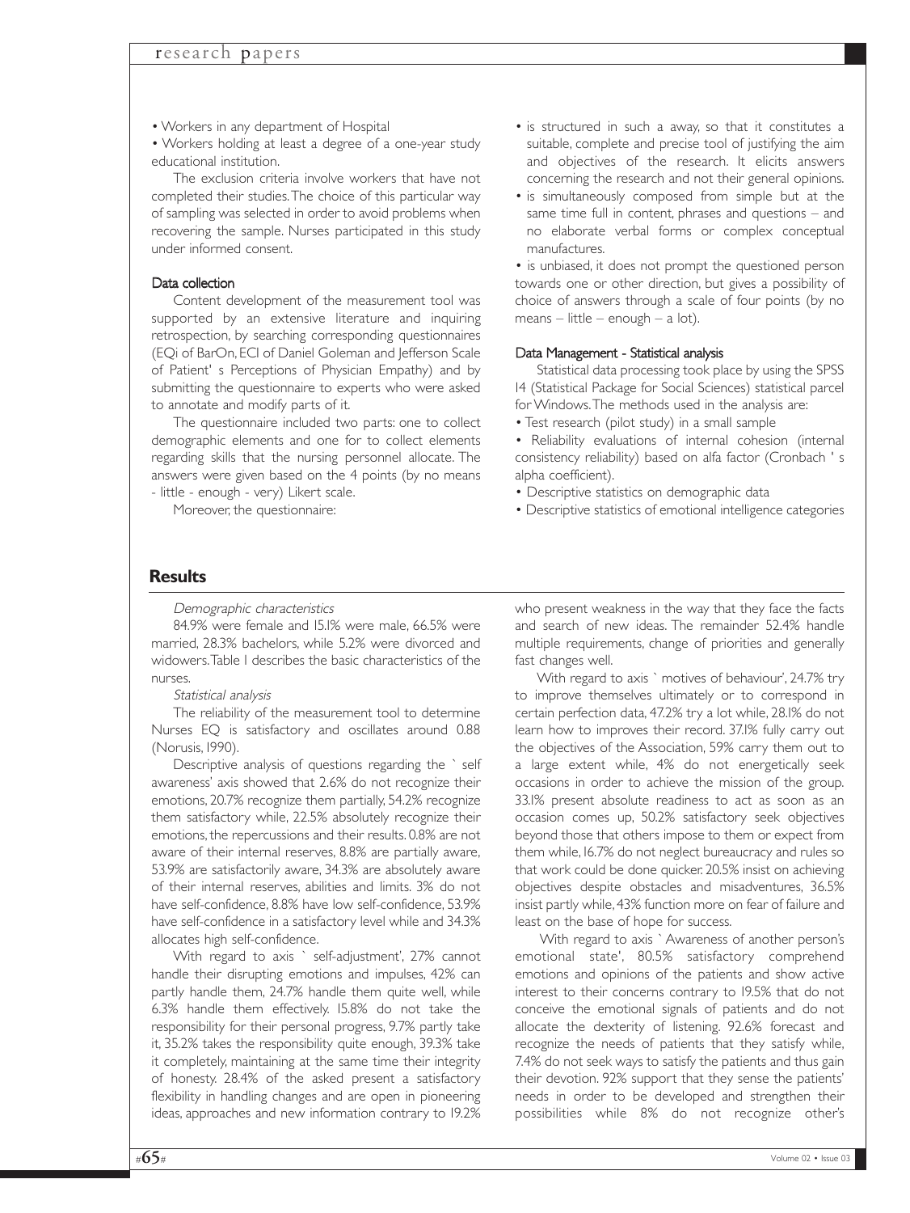- Workers in any department of Hospital
- Workers holding at least a degree of a one-year study educational institution.

The exclusion criteria involve workers that have not completed their studies. The choice of this particular way of sampling was selected in order to avoid problems when recovering the sample. Nurses participated in this study under informed consent.

#### Data collection

Content development of the measurement tool was supported by an extensive literature and inquiring retrospection, by searching corresponding questionnaires (EQi of BarOn, ECI of Daniel Goleman and Jefferson Scale of Patient' s Perceptions of Physician Empathy) and by submitting the questionnaire to experts who were asked to annotate and modify parts of it.

The questionnaire included two parts: one to collect demographic elements and one for to collect elements regarding skills that the nursing personnel allocate. The answers were given based on the 4 points (by no means - little - enough - very) Likert scale.

Moreover, the questionnaire:

- is structured in such a away, so that it constitutes a suitable, complete and precise tool of justifying the aim and objectives of the research. It elicits answers concerning the research and not their general opinions.
- is simultaneously composed from simple but at the same time full in content, phrases and questions – and no elaborate verbal forms or complex conceptual manufactures.
- is unbiased, it does not prompt the questioned person towards one or other direction, but gives a possibility of choice of answers through a scale of four points (by no means – little – enough – a lot).

#### Data Management - Statistical analysis

Statistical data processing took place by using the SPSS 14 (Statistical Package for Social Sciences) statistical parcel for Windows. The methods used in the analysis are:

- Test research (pilot study) in a small sample
- Reliability evaluations of internal cohesion (internal consistency reliability) based on alfa factor (Cronbach ' s alpha coefficient).
- Descriptive statistics on demographic data
- Descriptive statistics of emotional intelligence categories

## Results

*Demographic characteristics*

84.9% were female and 15.1% were male, 66.5% were married, 28.3% bachelors, while 5.2% were divorced and widowers. Table 1 describes the basic characteristics of the nurses.

*Statistical analysis*

The reliability of the measurement tool to determine Nurses EQ is satisfactory and oscillates around 0.88 (Norusis, 1990).

Descriptive analysis of questions regarding the ` self awareness' axis showed that 2.6% do not recognize their emotions, 20.7% recognize them partially, 54.2% recognize them satisfactory while, 22.5% absolutely recognize their emotions, the repercussions and their results. 0.8% are not aware of their internal reserves, 8.8% are partially aware, 53.9% are satisfactorily aware, 34.3% are absolutely aware of their internal reserves, abilities and limits. 3% do not have self-confidence, 8.8% have low self-confidence, 53.9% have self-confidence in a satisfactory level while and 34.3% allocates high self-confidence.

With regard to axis ` self-adjustment', 27% cannot handle their disrupting emotions and impulses, 42% can partly handle them, 24.7% handle them quite well, while 6.3% handle them effectively. 15.8% do not take the responsibility for their personal progress, 9.7% partly take it, 35.2% takes the responsibility quite enough, 39.3% take it completely, maintaining at the same time their integrity of honesty. 28.4% of the asked present a satisfactory flexibility in handling changes and are open in pioneering ideas, approaches and new information contrary to 19.2% who present weakness in the way that they face the facts and search of new ideas. The remainder 52.4% handle multiple requirements, change of priorities and generally fast changes well.

With regard to axis ` motives of behaviour', 24.7% try to improve themselves ultimately or to correspond in certain perfection data, 47.2% try a lot while, 28.1% do not learn how to improves their record. 37.1% fully carry out the objectives of the Association, 59% carry them out to a large extent while, 4% do not energetically seek occasions in order to achieve the mission of the group. 33.1% present absolute readiness to act as soon as an occasion comes up, 50.2% satisfactory seek objectives beyond those that others impose to them or expect from them while, 16.7% do not neglect bureaucracy and rules so that work could be done quicker. 20.5% insist on achieving objectives despite obstacles and misadventures, 36.5% insist partly while, 43% function more on fear of failure and least on the base of hope for success.

With regard to axis ` Awareness of another person's emotional state', 80.5% satisfactory comprehend emotions and opinions of the patients and show active interest to their concerns contrary to 19.5% that do not conceive the emotional signals of patients and do not allocate the dexterity of listening. 92.6% forecast and recognize the needs of patients that they satisfy while, 7.4% do not seek ways to satisfy the patients and thus gain their devotion. 92% support that they sense the patients' needs in order to be developed and strengthen their possibilities while 8% do not recognize other's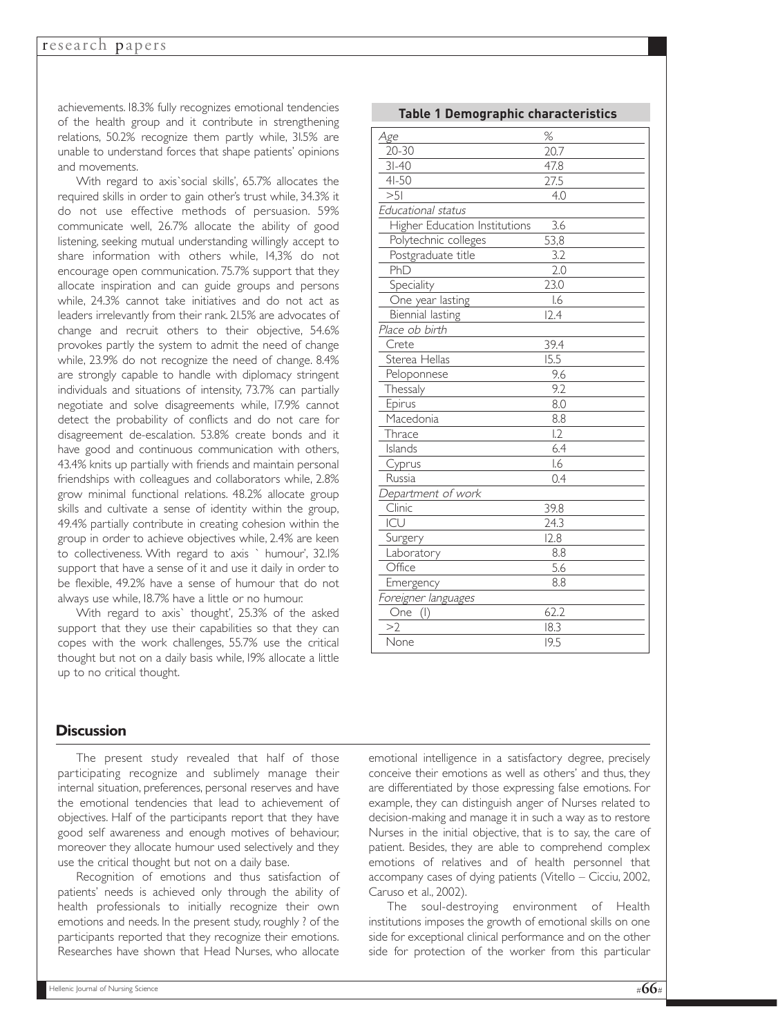achievements. 18.3% fully recognizes emotional tendencies of the health group and it contribute in strengthening relations, 50.2% recognize them partly while, 31.5% are unable to understand forces that shape patients' opinions and movements.

With regard to axis`social skills', 65.7% allocates the required skills in order to gain other's trust while, 34.3% it do not use effective methods of persuasion. 59% communicate well, 26.7% allocate the ability of good listening, seeking mutual understanding willingly accept to share information with others while, 14,3% do not encourage open communication. 75.7% support that they allocate inspiration and can guide groups and persons while, 24.3% cannot take initiatives and do not act as leaders irrelevantly from their rank. 21.5% are advocates of change and recruit others to their objective, 54.6% provokes partly the system to admit the need of change while, 23.9% do not recognize the need of change. 8.4% are strongly capable to handle with diplomacy stringent individuals and situations of intensity, 73.7% can partially negotiate and solve disagreements while, 17.9% cannot detect the probability of conflicts and do not care for disagreement de-escalation. 53.8% create bonds and it have good and continuous communication with others, 43.4% knits up partially with friends and maintain personal friendships with colleagues and collaborators while, 2.8% grow minimal functional relations. 48.2% allocate group skills and cultivate a sense of identity within the group, 49.4% partially contribute in creating cohesion within the group in order to achieve objectives while, 2.4% are keen to collectiveness. With regard to axis ` humour', 32.1% support that have a sense of it and use it daily in order to be flexible, 49.2% have a sense of humour that do not always use while, 18.7% have a little or no humour.

With regard to axis` thought', 25.3% of the asked support that they use their capabilities so that they can copes with the work challenges, 55.7% use the critical thought but not on a daily basis while, 19% allocate a little up to no critical thought.

**Table 1 Demographic characteristics**

| *Age* | % |
|---|---|
| 20-30 | 20.7 |
| 31-40 | 47.8 |
| 41-50 | 27.5 |
| >51 | 4.0 |
| *Educational status* | |
| Higher Education Institutions | 3.6 |
| Polytechnic colleges | 53,8 |
| Postgraduate title | 3.2 |
| PhD | 2.0 |
| Speciality | 23.0 |
| One year lasting | 1.6 |
| Biennial lasting | 12.4 |
| *Place ob birth* | |
| Crete | 39.4 |
| Sterea Hellas | 15.5 |
| Peloponnese | 9.6 |
| Thessaly | 9.2 |
| Epirus | 8.0 |
| Macedonia | 8.8 |
| Thrace | 1.2 |
| Islands | 6.4 |
| Cyprus | 1.6 |
| Russia | 0.4 |
| *Department of work* | |
| Clinic | 39.8 |
| ICU | 24.3 |
| Surgery | 12.8 |
| Laboratory | 8.8 |
| Office | 5.6 |
| Emergency | 8.8 |
| *Foreigner languages* | |
| One (1) | 62.2 |
| >2 | 18.3 |
| None | 19.5 |

## Discussion

The present study revealed that half of those participating recognize and sublimely manage their internal situation, preferences, personal reserves and have the emotional tendencies that lead to achievement of objectives. Half of the participants report that they have good self awareness and enough motives of behaviour, moreover they allocate humour used selectively and they use the critical thought but not on a daily base.

Recognition of emotions and thus satisfaction of patients' needs is achieved only through the ability of health professionals to initially recognize their own emotions and needs. In the present study, roughly ? of the participants reported that they recognize their emotions. Researches have shown that Head Nurses, who allocate emotional intelligence in a satisfactory degree, precisely conceive their emotions as well as others' and thus, they are differentiated by those expressing false emotions. For example, they can distinguish anger of Nurses related to decision-making and manage it in such a way as to restore Nurses in the initial objective, that is to say, the care of patient. Besides, they are able to comprehend complex emotions of relatives and of health personnel that accompany cases of dying patients (Vitello – Cicciu, 2002, Caruso et al., 2002).

The soul-destroying environment of Health institutions imposes the growth of emotional skills on one side for exceptional clinical performance and on the other side for protection of the worker from this particular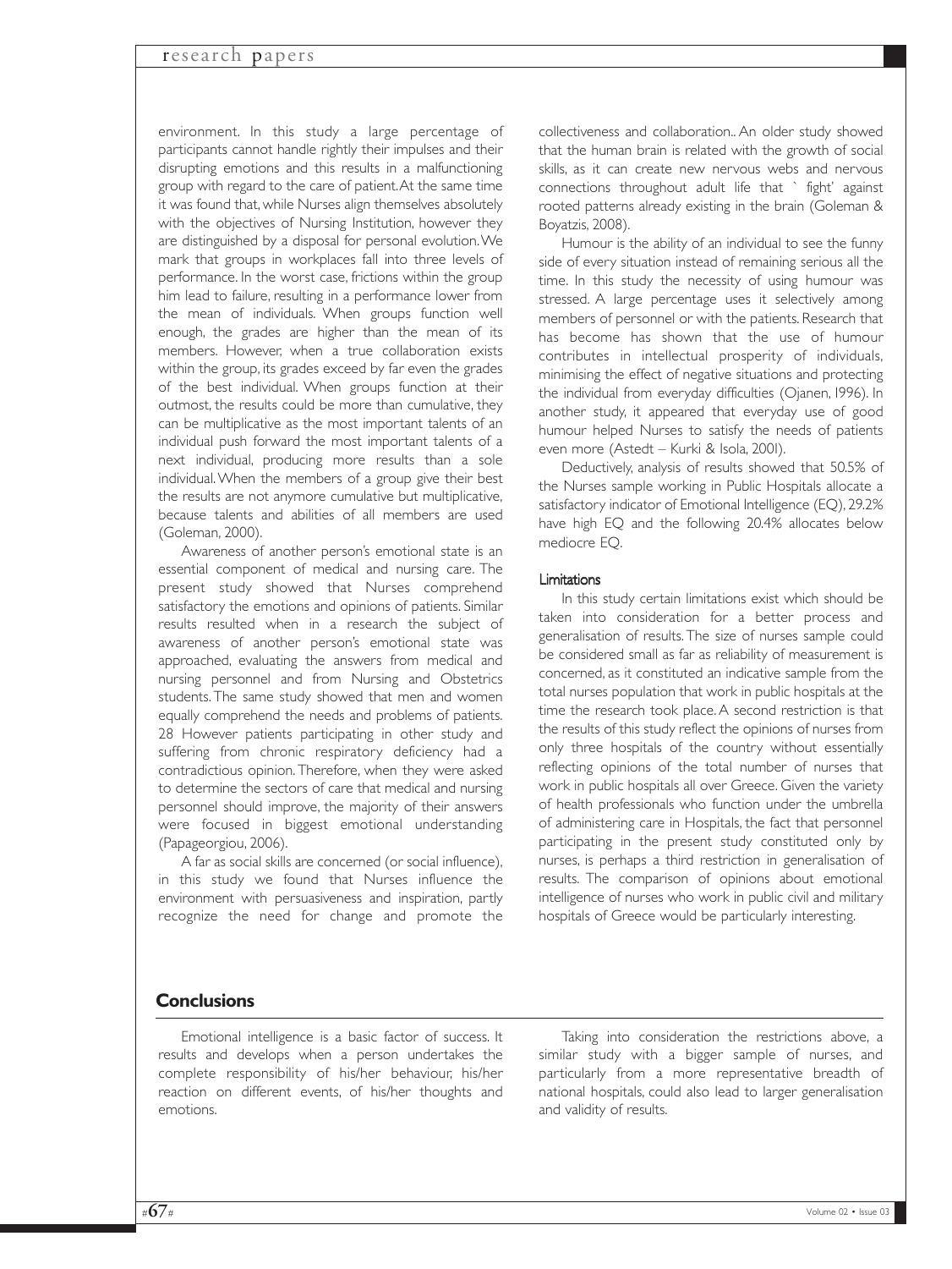environment. In this study a large percentage of participants cannot handle rightly their impulses and their disrupting emotions and this results in a malfunctioning group with regard to the care of patient. At the same time it was found that, while Nurses align themselves absolutely with the objectives of Nursing Institution, however they are distinguished by a disposal for personal evolution. We mark that groups in workplaces fall into three levels of performance. In the worst case, frictions within the group him lead to failure, resulting in a performance lower from the mean of individuals. When groups function well enough, the grades are higher than the mean of its members. However, when a true collaboration exists within the group, its grades exceed by far even the grades of the best individual. When groups function at their outmost, the results could be more than cumulative, they can be multiplicative as the most important talents of an individual push forward the most important talents of a next individual, producing more results than a sole individual. When the members of a group give their best the results are not anymore cumulative but multiplicative, because talents and abilities of all members are used (Goleman, 2000).

Awareness of another person's emotional state is an essential component of medical and nursing care. The present study showed that Nurses comprehend satisfactory the emotions and opinions of patients. Similar results resulted when in a research the subject of awareness of another person's emotional state was approached, evaluating the answers from medical and nursing personnel and from Nursing and Obstetrics students. The same study showed that men and women equally comprehend the needs and problems of patients. 28 However patients participating in other study and suffering from chronic respiratory deficiency had a contradictious opinion. Therefore, when they were asked to determine the sectors of care that medical and nursing personnel should improve, the majority of their answers were focused in biggest emotional understanding (Papageorgiou, 2006).

A far as social skills are concerned (or social influence), in this study we found that Nurses influence the environment with persuasiveness and inspiration, partly recognize the need for change and promote the collectiveness and collaboration.. An older study showed that the human brain is related with the growth of social skills, as it can create new nervous webs and nervous connections throughout adult life that ` fight' against rooted patterns already existing in the brain (Goleman & Boyatzis, 2008).

Humour is the ability of an individual to see the funny side of every situation instead of remaining serious all the time. In this study the necessity of using humour was stressed. A large percentage uses it selectively among members of personnel or with the patients. Research that has become has shown that the use of humour contributes in intellectual prosperity of individuals, minimising the effect of negative situations and protecting the individual from everyday difficulties (Ojanen, 1996). In another study, it appeared that everyday use of good humour helped Nurses to satisfy the needs of patients even more (Astedt – Kurki & Isola, 2001).

Deductively, analysis of results showed that 50.5% of the Nurses sample working in Public Hospitals allocate a satisfactory indicator of Emotional Intelligence (EQ), 29.2% have high EQ and the following 20.4% allocates below mediocre EQ.

### Limitations

In this study certain limitations exist which should be taken into consideration for a better process and generalisation of results. The size of nurses sample could be considered small as far as reliability of measurement is concerned, as it constituted an indicative sample from the total nurses population that work in public hospitals at the time the research took place. A second restriction is that the results of this study reflect the opinions of nurses from only three hospitals of the country without essentially reflecting opinions of the total number of nurses that work in public hospitals all over Greece. Given the variety of health professionals who function under the umbrella of administering care in Hospitals, the fact that personnel participating in the present study constituted only by nurses, is perhaps a third restriction in generalisation of results. The comparison of opinions about emotional intelligence of nurses who work in public civil and military hospitals of Greece would be particularly interesting.

## Conclusions

Emotional intelligence is a basic factor of success. It results and develops when a person undertakes the complete responsibility of his/her behaviour, his/her reaction on different events, of his/her thoughts and emotions.

Taking into consideration the restrictions above, a similar study with a bigger sample of nurses, and particularly from a more representative breadth of national hospitals, could also lead to larger generalisation and validity of results.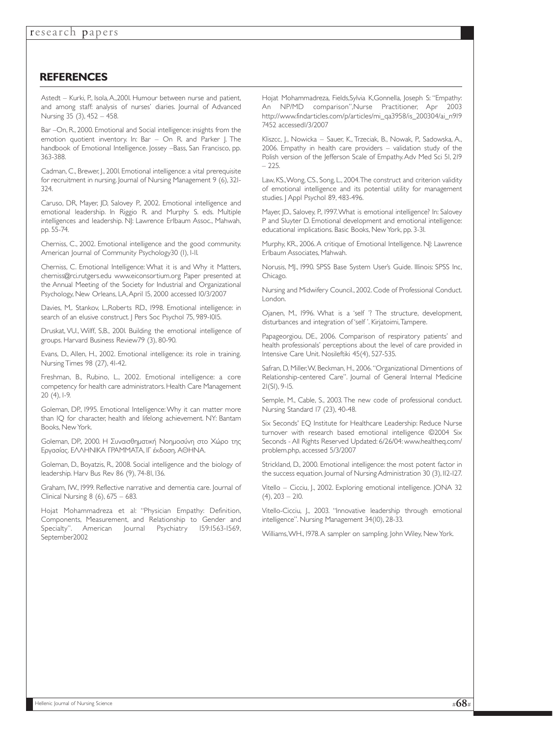## REFERENCES

Astedt – Kurki, P., Isola, A.,2001. Humour between nurse and patient, and among staff: analysis of nurses' diaries. Journal of Advanced Nursing 35 (3), 452 – 458.

Bar –On, R., 2000. Emotional and Social intelligence: insights from the emotion quotient inventory. In: Bar – On R. and Parker J. The handbook of Emotional Intelligence. Jossey –Bass, San Francisco, pp. 363-388.

Cadman, C., Brewer, J., 2001. Emotional intelligence: a vital prerequisite for recruitment in nursing. Journal of Nursing Management 9 (6), 321-324.

Caruso, DR, Mayer, JD, Salovey P., 2002. Emotional intelligence and emotional leadership. In Riggio R. and Murphy S. eds. Multiple intelligences and leadership. NJ: Lawrence Erlbaum Assoc., Mahwah, pp. 55-74.

Cherniss, C., 2002. Emotional intelligence and the good community. American Journal of Community Psychology30 (1), 1-11.

Cherniss, C. Emotional Intelligence: What it is and Why it Matters, cherniss@rci.rutgers.edu www.eiconsortium.org Paper presented at the Annual Meeting of the Society for Industrial and Organizational Psychology, New Orleans, LA, April 15, 2000 accessed 10/3/2007

Davies, M,. Stankov, L.,Roberts RD., 1998. Emotional intelligence: in search of an elusive construct. J Pers Soc Psychol 75, 989-1015.

Druskat, VU., Wilff, S,B., 2001. Building the emotional intelligence of groups. Harvard Business Review79 (3), 80-90.

Evans, D., Allen, H., 2002. Emotional intelligence: its role in training. Nursing Times 98 (27), 41-42.

Freshman, B., Rubino, L., 2002. Emotional intelligence: a core competency for health care administrators. Health Care Management 20 (4), 1-9.

Goleman, DP., 1995. Emotional Intelligence: Why it can matter more than IQ for character, health and lifelong achievement. NY: Bantam Books, New York.

Goleman, DP., 2000. Η Συναισθηματική Νοημοσύνη στο Χώρο της Εργασίας. ΕΛΛΗΝΙΚΑ ΓΡΑΜΜΑΤΑ, ΙΓ έκδοση, ΑΘΗΝΑ.

Goleman, D., Boyatzis, R., 2008. Social intelligence and the biology of leadership. Harv Bus Rev 86 (9), 74-81, 136.

Graham, IW., 1999. Reflective narrative and dementia care. Journal of Clinical Nursing 8 (6), 675 – 683.

Hojat Mohammadreza et al: "Physician Empathy: Definition, Components, Measurement, and Relationship to Gender and Specialty". American Journal Psychiatry 159:1563-1569, September2002

Hojat Mohammadreza, Fields,Sylvia K,Gonnella, Joseph S: "Empathy: An NP/MD comparison",Nurse Practitioner, Apr 2003 http://www.findarticles.com/p/articles/mi_qa3958/is_200304/ai_n919 7452 accessed1/3/2007

Kliszcc, J., Nowicka – Sauer, K., Trzeciak, B., Nowak, P., Sadowska, A., 2006. Empathy in health care providers – validation study of the Polish version of the Jefferson Scale of Empathy. Adv Med Sci 51, 219 – 225.

Law, KS., Wong, CS., Song, L., 2004. The construct and criterion validity of emotional intelligence and its potential utility for management studies. J Appl Psychol 89, 483-496.

Mayer, JD., Salovey, P., 1997. What is emotional intelligence? In: Salovey P and Sluyter D. Emotional development and emotional intelligence: educational implications. Basic Books, New York, pp. 3-31.

Murphy, KR., 2006. A critique of Emotional Intelligence. NJ: Lawrence Erlbaum Associates, Mahwah.

Norusis, MJ., 1990. SPSS Base System User's Guide. Illinois: SPSS Inc, Chicago.

Nursing and Midwifery Council., 2002. Code of Professional Conduct. London.

Ojanen, M., 1996. What is a 'self '? The structure, development, disturbances and integration of 'self '. Kirjatoimi, Tampere.

Papageorgiou, DE., 2006. Comparison of respiratory patients' and health professionals' perceptions about the level of care provided in Intensive Care Unit. Nosileftiki 45(4), 527-535.

Safran, D, Miller, W, Beckman, H., 2006. "Organizational Dimentions of Relationship-centered Care". Journal of General Internal Medicine 21(S1), 9-15.

Semple, M., Cable, S., 2003. The new code of professional conduct. Nursing Standard 17 (23), 40-48.

Six Seconds' EQ Institute for Healthcare Leadership: Reduce Nurse turnover with research based emotional intelligence ©2004 Six Seconds - All Rights Reserved Updated: 6/26/04: www.healtheq.com/problem.php, accessed 5/3/2007

Strickland, D., 2000. Emotional intelligence: the most potent factor in the success equation. Journal of Nursing Administration 30 (3), 112-127.

Vitello – Cicciu, J., 2002. Exploring emotional intelligence. JONA 32 (4), 203 – 210.

Vitello-Cicciu, J., 2003. "Innovative leadership through emotional intelligence". Nursing Management 34(10), 28-33.

Williams, WH., 1978. A sampler on sampling. John Wiley, New York.